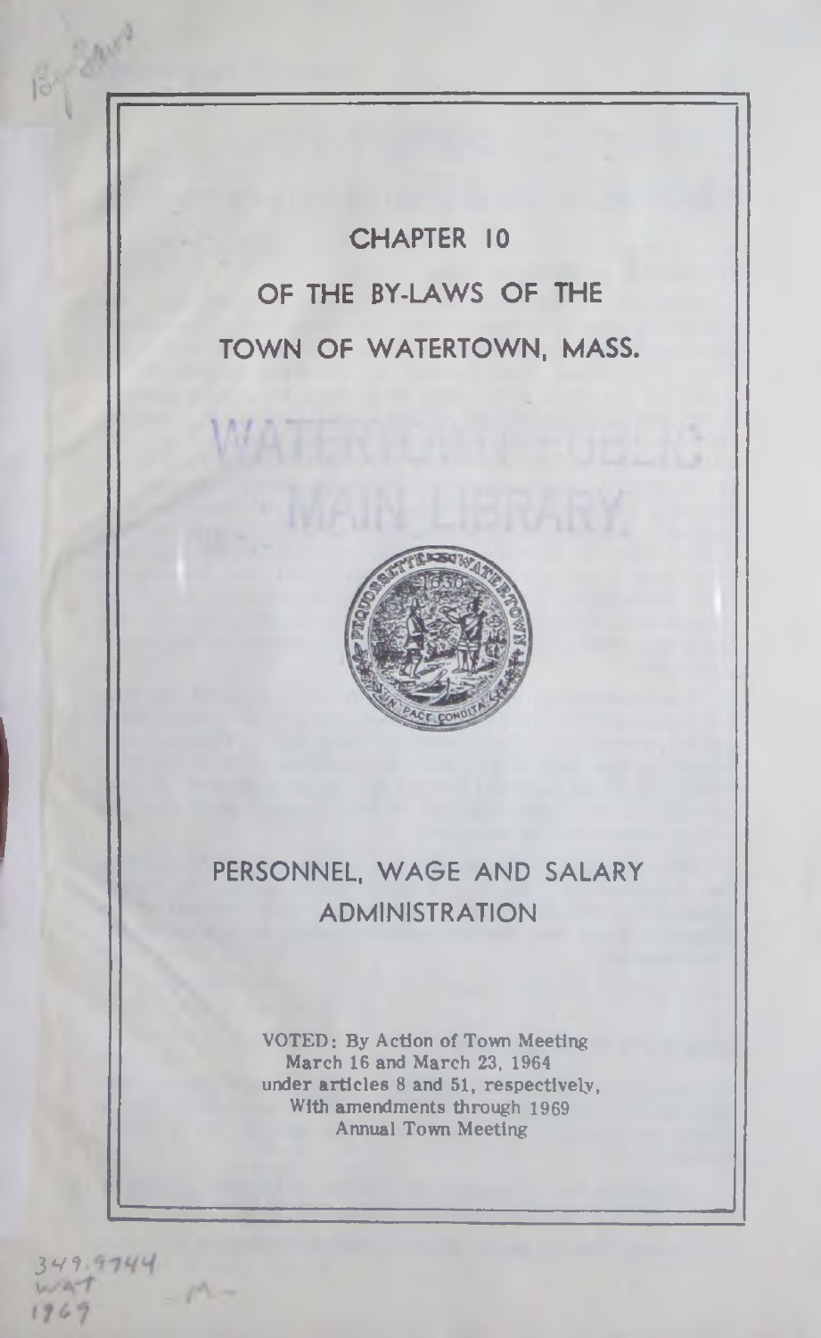# CHAPTER 10

# OF THE BY-LAWS OF THE

# TOWN OF WATERTOWN, MASS.

## PERSONNEL, WAGE AND SALARY ADMINISTRATION

VOTED: By Action of Town Meeting
March 16 and March 23, 1964
under articles 8 and 51, respectively,
With amendments through 1969
Annual Town Meeting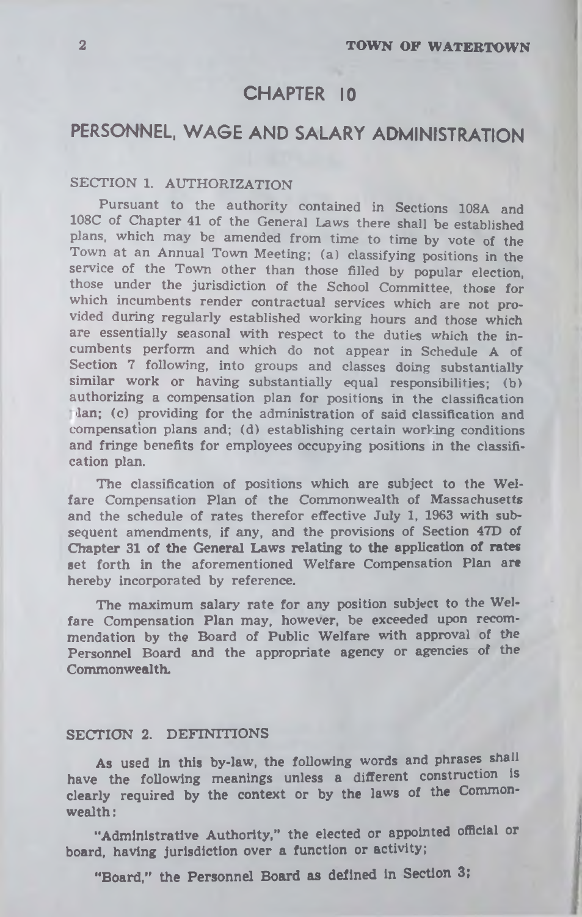# CHAPTER 10

## PERSONNEL, WAGE AND SALARY ADMINISTRATION

### SECTION 1. AUTHORIZATION

Pursuant to the authority contained in Sections 108A and 108C of Chapter 41 of the General Laws there shall be established plans, which may be amended from time to time by vote of the Town at an Annual Town Meeting; (a) classifying positions in the service of the Town other than those filled by popular election, those under the jurisdiction of the School Committee, those for which incumbents render contractual services which are not provided during regularly established working hours and those which are essentially seasonal with respect to the duties which the incumbents perform and which do not appear in Schedule A of Section 7 following, into groups and classes doing substantially similar work or having substantially equal responsibilities; (b) authorizing a compensation plan for positions in the classification plan; (c) providing for the administration of said classification and compensation plans and; (d) establishing certain working conditions and fringe benefits for employees occupying positions in the classification plan.

The classification of positions which are subject to the Welfare Compensation Plan of the Commonwealth of Massachusetts and the schedule of rates therefor effective July 1, 1963 with subsequent amendments, if any, and the provisions of Section 47D of Chapter 31 of the General Laws relating to the application of rates set forth in the aforementioned Welfare Compensation Plan are hereby incorporated by reference.

The maximum salary rate for any position subject to the Welfare Compensation Plan may, however, be exceeded upon recommendation by the Board of Public Welfare with approval of the Personnel Board and the appropriate agency or agencies of the Commonwealth.

### SECTION 2. DEFINITIONS

As used in this by-law, the following words and phrases shall have the following meanings unless a different construction is clearly required by the context or by the laws of the Commonwealth:

"Administrative Authority," the elected or appointed official or board, having jurisdiction over a function or activity;

"Board," the Personnel Board as defined in Section 3;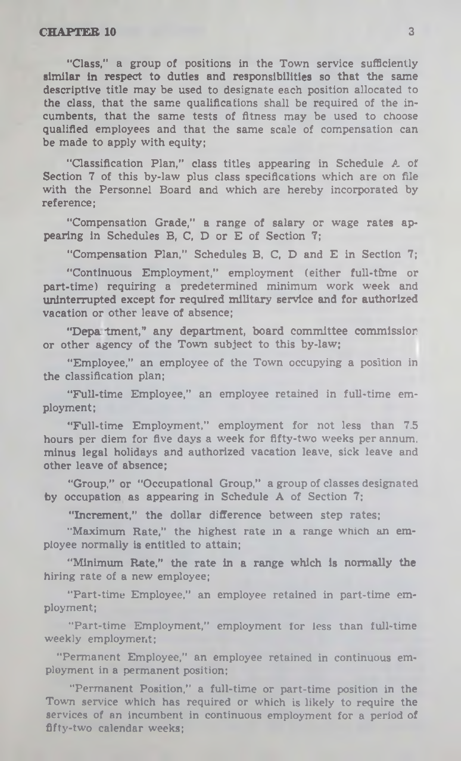"Class," a group of positions in the Town service sufficiently similar in respect to duties and responsibilities so that the same descriptive title may be used to designate each position allocated to the class, that the same qualifications shall be required of the incumbents, that the same tests of fitness may be used to choose qualified employees and that the same scale of compensation can be made to apply with equity;

"Classification Plan," class titles appearing in Schedule A of Section 7 of this by-law plus class specifications which are on file with the Personnel Board and which are hereby incorporated by reference;

"Compensation Grade," a range of salary or wage rates appearing in Schedules B, C, D or E of Section 7;

"Compensation Plan," Schedules B, C, D and E in Section 7;

"Continuous Employment," employment (either full-time or part-time) requiring a predetermined minimum work week and uninterrupted except for required military service and for authorized vacation or other leave of absence;

"Department," any department, board committee commission or other agency of the Town subject to this by-law;

"Employee," an employee of the Town occupying a position in the classification plan;

"Full-time Employee," an employee retained in full-time employment;

"Full-time Employment," employment for not less than 7.5 hours per diem for five days a week for fifty-two weeks per annum, minus legal holidays and authorized vacation leave, sick leave and other leave of absence;

"Group," or "Occupational Group," a group of classes designated by occupation as appearing in Schedule A of Section 7;

"Increment," the dollar difference between step rates;

"Maximum Rate," the highest rate in a range which an employee normally is entitled to attain;

"Minimum Rate," the rate in a range which is normally the hiring rate of a new employee;

"Part-time Employee," an employee retained in part-time employment;

"Part-time Employment," employment for less than full-time weekly employment;

"Permanent Employee," an employee retained in continuous employment in a permanent position;

"Permanent Position," a full-time or part-time position in the Town service which has required or which is likely to require the services of an incumbent in continuous employment for a period of fifty-two calendar weeks;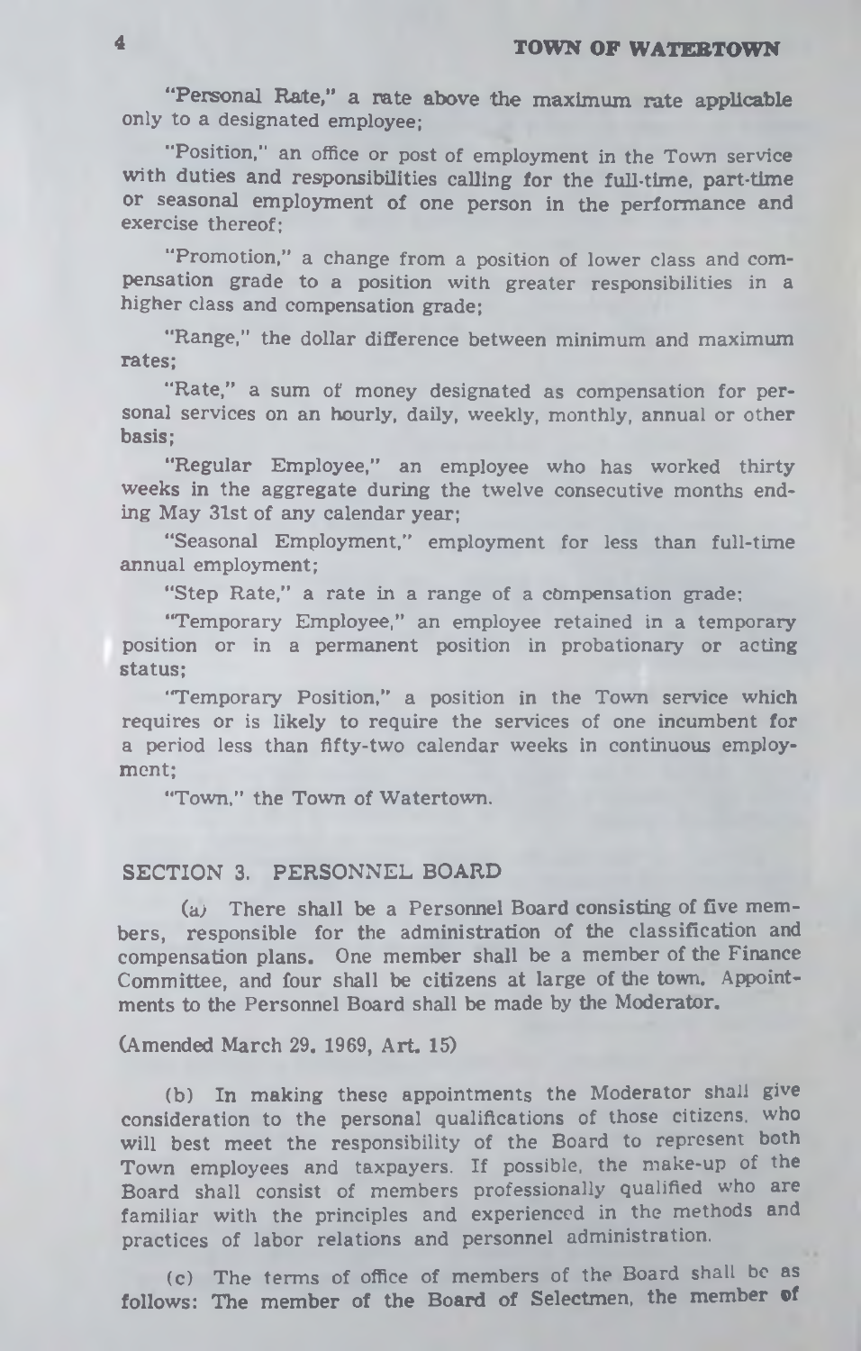"Personal Rate," a rate above the maximum rate applicable only to a designated employee;

"Position," an office or post of employment in the Town service with duties and responsibilities calling for the full-time, part-time or seasonal employment of one person in the performance and exercise thereof;

"Promotion," a change from a position of lower class and compensation grade to a position with greater responsibilities in a higher class and compensation grade;

"Range," the dollar difference between minimum and maximum rates;

"Rate," a sum of money designated as compensation for personal services on an hourly, daily, weekly, monthly, annual or other basis;

"Regular Employee," an employee who has worked thirty weeks in the aggregate during the twelve consecutive months ending May 31st of any calendar year;

"Seasonal Employment," employment for less than full-time annual employment;

"Step Rate," a rate in a range of a compensation grade;

"Temporary Employee," an employee retained in a temporary position or in a permanent position in probationary or acting status;

"Temporary Position," a position in the Town service which requires or is likely to require the services of one incumbent for a period less than fifty-two calendar weeks in continuous employment;

"Town," the Town of Watertown.

## SECTION 3. PERSONNEL BOARD

(a) There shall be a Personnel Board consisting of five members, responsible for the administration of the classification and compensation plans. One member shall be a member of the Finance Committee, and four shall be citizens at large of the town. Appointments to the Personnel Board shall be made by the Moderator.

(Amended March 29. 1969, Art. 15)

(b) In making these appointments the Moderator shall give consideration to the personal qualifications of those citizens. who will best meet the responsibility of the Board to represent both Town employees and taxpayers. If possible, the make-up of the Board shall consist of members professionally qualified who are familiar with the principles and experienced in the methods and practices of labor relations and personnel administration.

(c) The terms of office of members of the Board shall be as follows: The member of the Board of Selectmen, the member of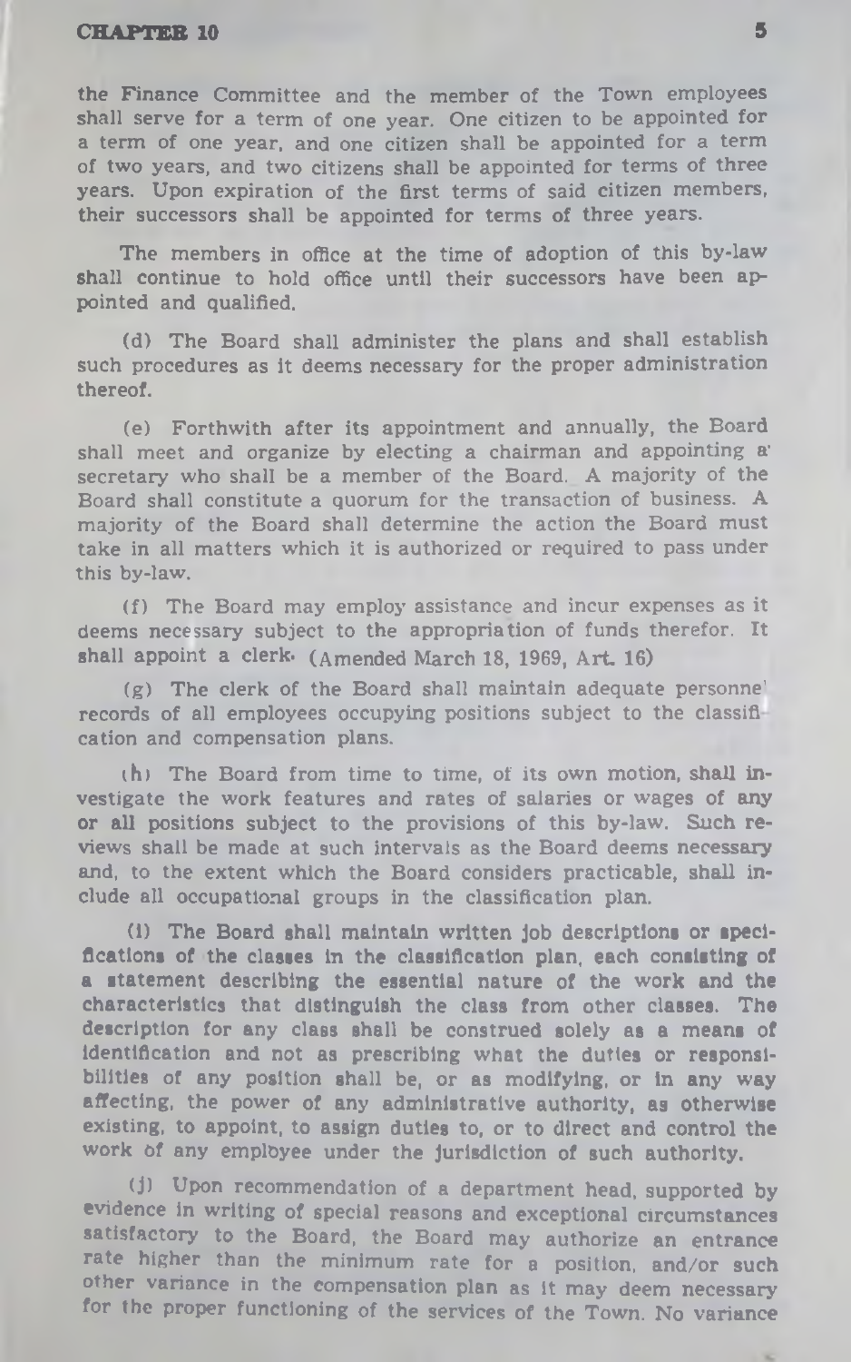the Finance Committee and the member of the Town employees shall serve for a term of one year. One citizen to be appointed for a term of one year, and one citizen shall be appointed for a term of two years, and two citizens shall be appointed for terms of three years. Upon expiration of the first terms of said citizen members, their successors shall be appointed for terms of three years.

The members in office at the time of adoption of this by-law shall continue to hold office until their successors have been appointed and qualified.

(d) The Board shall administer the plans and shall establish such procedures as it deems necessary for the proper administration thereof.

(e) Forthwith after its appointment and annually, the Board shall meet and organize by electing a chairman and appointing a secretary who shall be a member of the Board. A majority of the Board shall constitute a quorum for the transaction of business. A majority of the Board shall determine the action the Board must take in all matters which it is authorized or required to pass under this by-law.

(f) The Board may employ assistance and incur expenses as it deems necessary subject to the appropriation of funds therefor. It shall appoint a clerk. (Amended March 18, 1969, Art. 16)

(g) The clerk of the Board shall maintain adequate personnel records of all employees occupying positions subject to the classification and compensation plans.

(h) The Board from time to time, of its own motion, shall investigate the work features and rates of salaries or wages of any or all positions subject to the provisions of this by-law. Such reviews shall be made at such intervals as the Board deems necessary and, to the extent which the Board considers practicable, shall include all occupational groups in the classification plan.

(i) The Board shall maintain written job descriptions or specifications of the classes in the classification plan, each consisting of a statement describing the essential nature of the work and the characteristics that distinguish the class from other classes. The description for any class shall be construed solely as a means of identification and not as prescribing what the duties or responsibilities of any position shall be, or as modifying, or in any way affecting, the power of any administrative authority, as otherwise existing, to appoint, to assign duties to, or to direct and control the work of any employee under the jurisdiction of such authority.

(j) Upon recommendation of a department head, supported by evidence in writing of special reasons and exceptional circumstances satisfactory to the Board, the Board may authorize an entrance rate higher than the minimum rate for a position, and/or such other variance in the compensation plan as it may deem necessary for the proper functioning of the services of the Town. No variance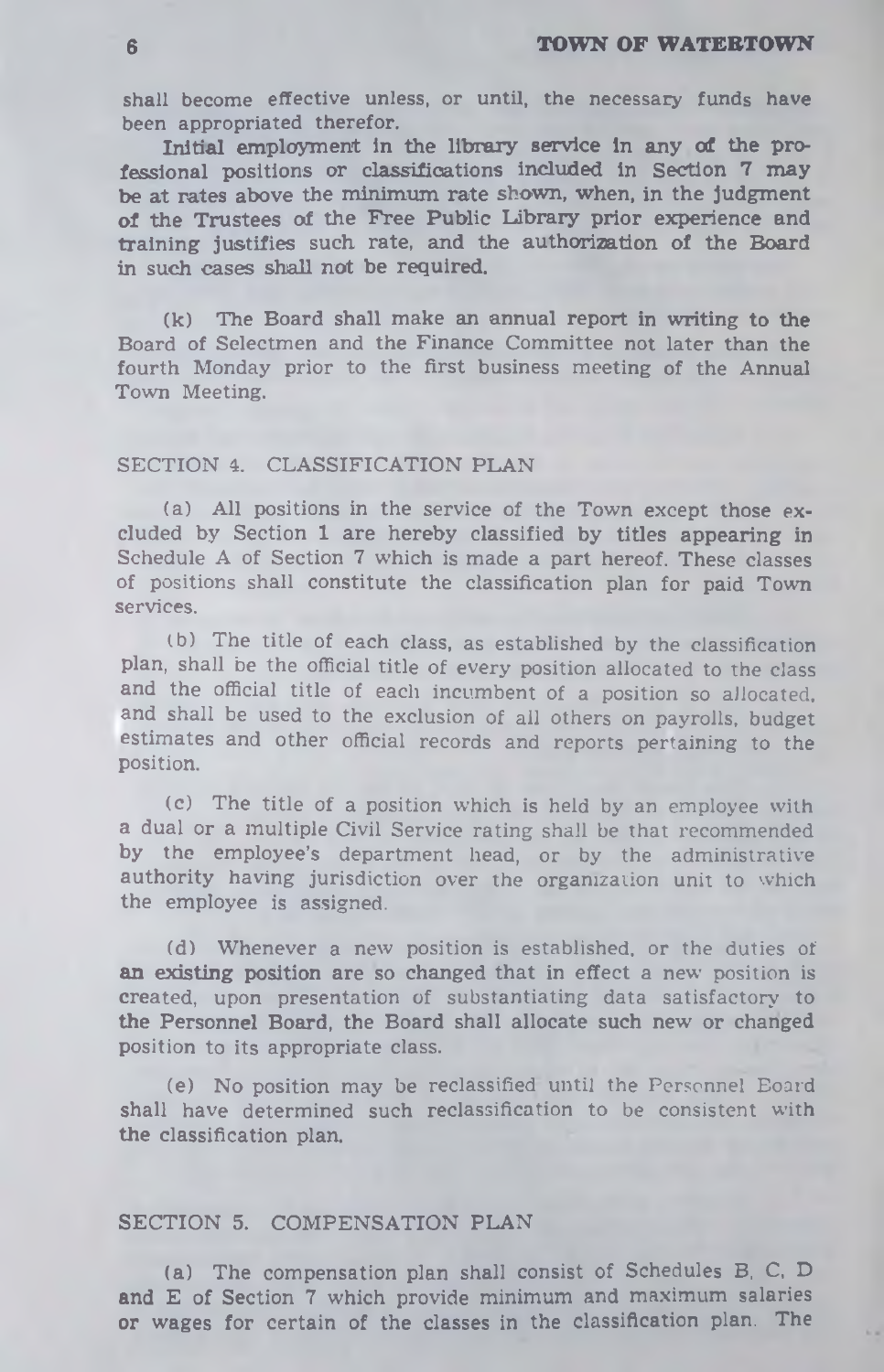shall become effective unless, or until, the necessary funds have been appropriated therefor.

Initial employment in the library service in any of the professional positions or classifications included in Section 7 may be at rates above the minimum rate shown, when, in the judgment of the Trustees of the Free Public Library prior experience and training justifies such rate, and the authorization of the Board in such cases shall not be required.

(k) The Board shall make an annual report in writing to the Board of Selectmen and the Finance Committee not later than the fourth Monday prior to the first business meeting of the Annual Town Meeting.

## SECTION 4. CLASSIFICATION PLAN

(a) All positions in the service of the Town except those excluded by Section 1 are hereby classified by titles appearing in Schedule A of Section 7 which is made a part hereof. These classes of positions shall constitute the classification plan for paid Town services.

(b) The title of each class, as established by the classification plan, shall be the official title of every position allocated to the class and the official title of each incumbent of a position so allocated, and shall be used to the exclusion of all others on payrolls, budget estimates and other official records and reports pertaining to the position.

(c) The title of a position which is held by an employee with a dual or a multiple Civil Service rating shall be that recommended by the employee's department head, or by the administrative authority having jurisdiction over the organization unit to which the employee is assigned.

(d) Whenever a new position is established, or the duties of an existing position are so changed that in effect a new position is created, upon presentation of substantiating data satisfactory to the Personnel Board, the Board shall allocate such new or changed position to its appropriate class.

(e) No position may be reclassified until the Personnel Board shall have determined such reclassification to be consistent with the classification plan.

## SECTION 5. COMPENSATION PLAN

(a) The compensation plan shall consist of Schedules B, C, D and E of Section 7 which provide minimum and maximum salaries or wages for certain of the classes in the classification plan. The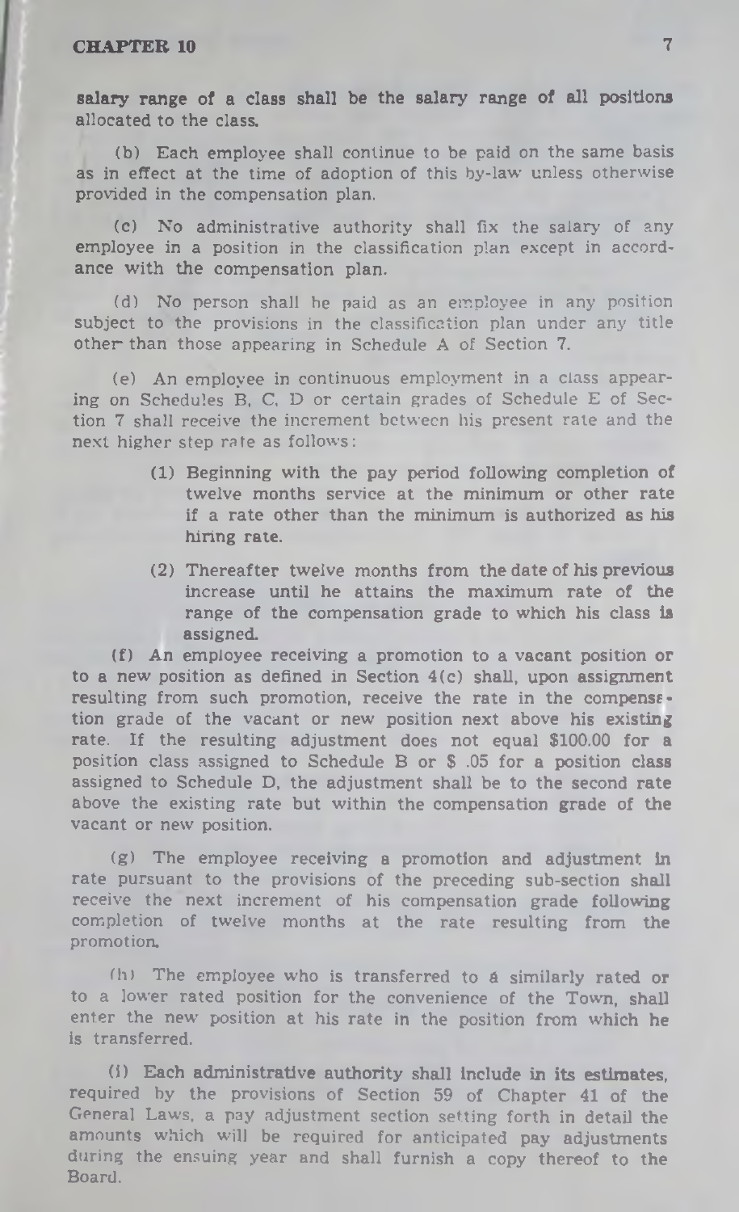salary range of a class shall be the salary range of all positions allocated to the class.

(b) Each employee shall continue to be paid on the same basis as in effect at the time of adoption of this by-law unless otherwise provided in the compensation plan.

(c) No administrative authority shall fix the salary of any employee in a position in the classification plan except in accordance with the compensation plan.

(d) No person shall be paid as an employee in any position subject to the provisions in the classification plan under any title other than those appearing in Schedule A of Section 7.

(e) An employee in continuous employment in a class appearing on Schedules B, C, D or certain grades of Schedule E of Section 7 shall receive the increment between his present rate and the next higher step rate as follows:

> (1) Beginning with the pay period following completion of twelve months service at the minimum or other rate if a rate other than the minimum is authorized as his hiring rate.
>
> (2) Thereafter twelve months from the date of his previous increase until he attains the maximum rate of the range of the compensation grade to which his class is assigned.

(f) An employee receiving a promotion to a vacant position or to a new position as defined in Section 4(c) shall, upon assignment resulting from such promotion, receive the rate in the compensation grade of the vacant or new position next above his existing rate. If the resulting adjustment does not equal $100.00 for a position class assigned to Schedule B or $ .05 for a position class assigned to Schedule D, the adjustment shall be to the second rate above the existing rate but within the compensation grade of the vacant or new position.

(g) The employee receiving a promotion and adjustment in rate pursuant to the provisions of the preceding sub-section shall receive the next increment of his compensation grade following completion of twelve months at the rate resulting from the promotion.

(h) The employee who is transferred to a similarly rated or to a lower rated position for the convenience of the Town, shall enter the new position at his rate in the position from which he is transferred.

(i) Each administrative authority shall include in its estimates, required by the provisions of Section 59 of Chapter 41 of the General Laws, a pay adjustment section setting forth in detail the amounts which will be required for anticipated pay adjustments during the ensuing year and shall furnish a copy thereof to the Board.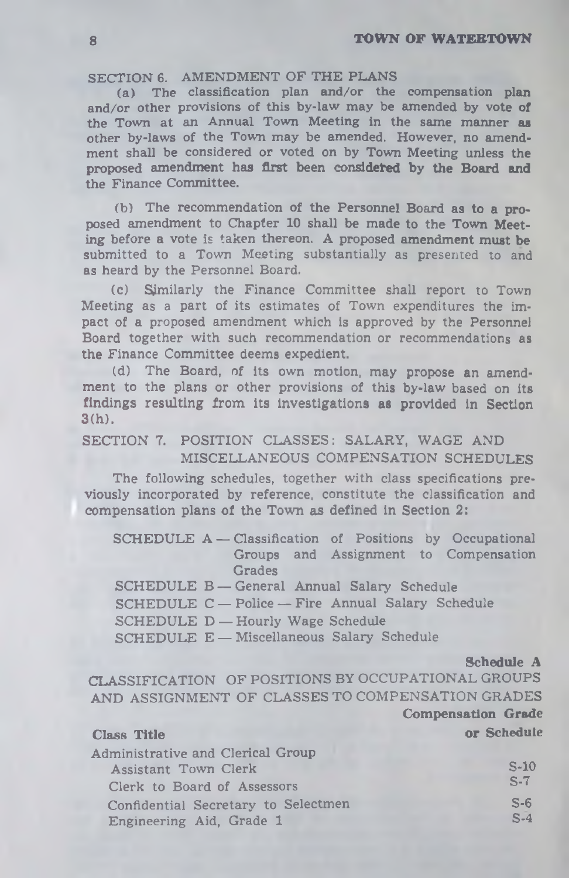## SECTION 6. AMENDMENT OF THE PLANS

(a) The classification plan and/or the compensation plan and/or other provisions of this by-law may be amended by vote of the Town at an Annual Town Meeting in the same manner as other by-laws of the Town may be amended. However, no amendment shall be considered or voted on by Town Meeting unless the proposed amendment has first been considered by the Board and the Finance Committee.

(b) The recommendation of the Personnel Board as to a proposed amendment to Chapter 10 shall be made to the Town Meeting before a vote is taken thereon. A proposed amendment must be submitted to a Town Meeting substantially as presented to and as heard by the Personnel Board.

(c) Similarly the Finance Committee shall report to Town Meeting as a part of its estimates of Town expenditures the impact of a proposed amendment which is approved by the Personnel Board together with such recommendation or recommendations as the Finance Committee deems expedient.

(d) The Board, of its own motion, may propose an amendment to the plans or other provisions of this by-law based on its findings resulting from its investigations as provided in Section 3(h).

## SECTION 7. POSITION CLASSES: SALARY, WAGE AND MISCELLANEOUS COMPENSATION SCHEDULES

The following schedules, together with class specifications previously incorporated by reference, constitute the classification and compensation plans of the Town as defined in Section 2:

- SCHEDULE A — Classification of Positions by Occupational Groups and Assignment to Compensation Grades
- SCHEDULE B — General Annual Salary Schedule
- SCHEDULE C — Police — Fire Annual Salary Schedule
- SCHEDULE D — Hourly Wage Schedule
- SCHEDULE E — Miscellaneous Salary Schedule

**Schedule A**

### CLASSIFICATION OF POSITIONS BY OCCUPATIONAL GROUPS AND ASSIGNMENT OF CLASSES TO COMPENSATION GRADES

| Class Title | Compensation Grade or Schedule |
|---|---|
| Administrative and Clerical Group | |
| Assistant Town Clerk | S-10 |
| Clerk to Board of Assessors | S-7 |
| Confidential Secretary to Selectmen | S-6 |
| Engineering Aid, Grade 1 | S-4 |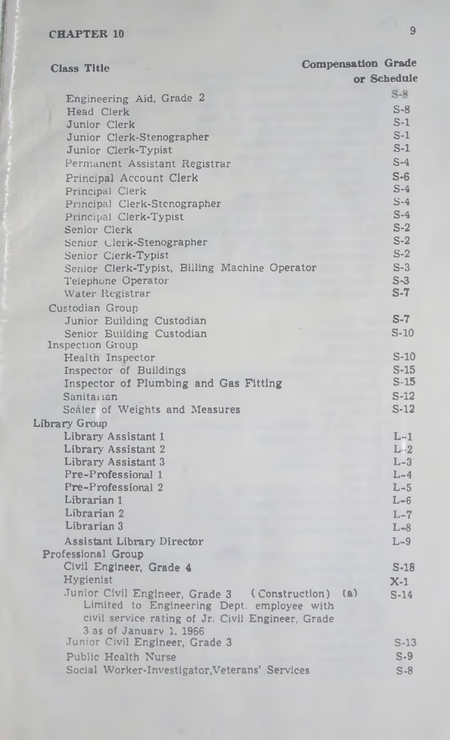| Class Title | Compensation Grade or Schedule |
|---|---|
| Engineering Aid, Grade 2 | S-8 |
| Head Clerk | S-8 |
| Junior Clerk | S-1 |
| Junior Clerk-Stenographer | S-1 |
| Junior Clerk-Typist | S-1 |
| Permanent Assistant Registrar | S-4 |
| Principal Account Clerk | S-6 |
| Principal Clerk | S-4 |
| Principal Clerk-Stenographer | S-4 |
| Principal Clerk-Typist | S-4 |
| Senior Clerk | S-2 |
| Senior Clerk-Stenographer | S-2 |
| Senior Clerk-Typist | S-2 |
| Senior Clerk-Typist, Billing Machine Operator | S-3 |
| Telephone Operator | S-3 |
| Water Registrar | S-7 |
| **Custodian Group** | |
| Junior Building Custodian | S-7 |
| Senior Building Custodian | S-10 |
| **Inspection Group** | |
| Health Inspector | S-10 |
| Inspector of Buildings | S-15 |
| Inspector of Plumbing and Gas Fitting | S-15 |
| Sanitarian | S-12 |
| Sealer of Weights and Measures | S-12 |
| **Library Group** | |
| Library Assistant 1 | L-1 |
| Library Assistant 2 | L-2 |
| Library Assistant 3 | L-3 |
| Pre-Professional 1 | L-4 |
| Pre-Professional 2 | L-5 |
| Librarian 1 | L-6 |
| Librarian 2 | L-7 |
| Librarian 3 | L-8 |
| Assistant Library Director | L-9 |
| **Professional Group** | |
| Civil Engineer, Grade 4 | S-18 |
| Hygienist | X-1 |
| Junior Civil Engineer, Grade 3 (Construction) (a) Limited to Engineering Dept. employee with civil service rating of Jr. Civil Engineer, Grade 3 as of January 1, 1966 | S-14 |
| Junior Civil Engineer, Grade 3 | S-13 |
| Public Health Nurse | S-9 |
| Social Worker-Investigator, Veterans' Services | S-8 |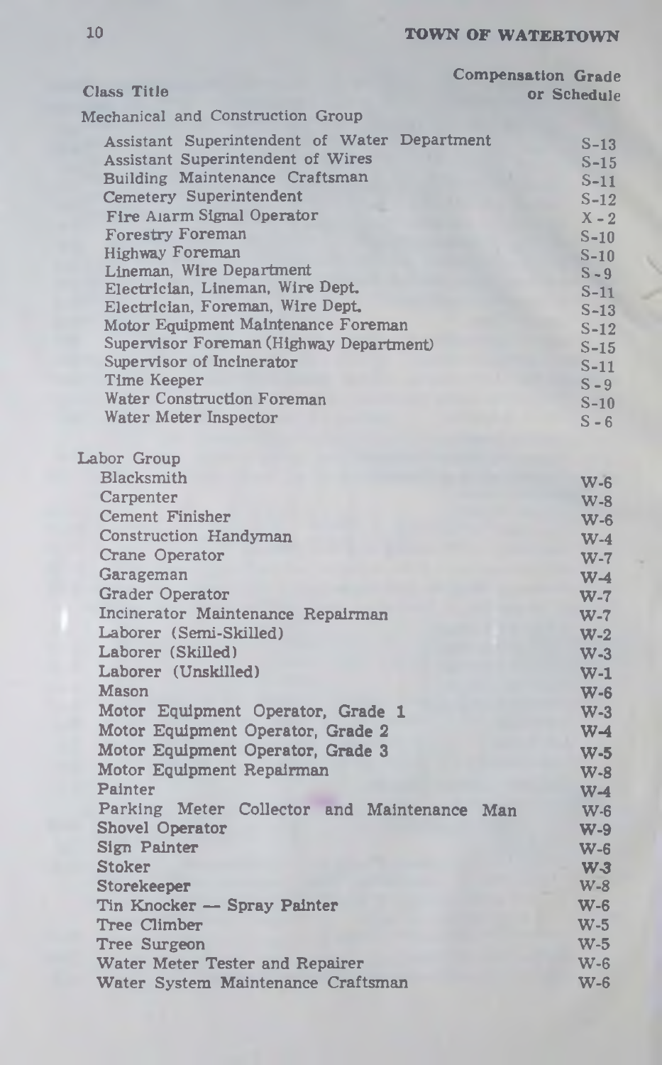| Class Title | Compensation Grade or Schedule |
|---|---|
| **Mechanical and Construction Group** | |
| Assistant Superintendent of Water Department | S-13 |
| Assistant Superintendent of Wires | S-15 |
| Building Maintenance Craftsman | S-11 |
| Cemetery Superintendent | S-12 |
| Fire Alarm Signal Operator | X-2 |
| Forestry Foreman | S-10 |
| Highway Foreman | S-10 |
| Lineman, Wire Department | S-9 |
| Electrician, Lineman, Wire Dept. | S-11 |
| Electrician, Foreman, Wire Dept. | S-13 |
| Motor Equipment Maintenance Foreman | S-12 |
| Supervisor Foreman (Highway Department) | S-15 |
| Supervisor of Incinerator | S-11 |
| Time Keeper | S-9 |
| Water Construction Foreman | S-10 |
| Water Meter Inspector | S-6 |
| **Labor Group** | |
| Blacksmith | W-6 |
| Carpenter | W-8 |
| Cement Finisher | W-6 |
| Construction Handyman | W-4 |
| Crane Operator | W-7 |
| Garageman | W-4 |
| Grader Operator | W-7 |
| Incinerator Maintenance Repairman | W-7 |
| Laborer (Semi-Skilled) | W-2 |
| Laborer (Skilled) | W-3 |
| Laborer (Unskilled) | W-1 |
| Mason | W-6 |
| Motor Equipment Operator, Grade 1 | W-3 |
| Motor Equipment Operator, Grade 2 | W-4 |
| Motor Equipment Operator, Grade 3 | W-5 |
| Motor Equipment Repairman | W-8 |
| Painter | W-4 |
| Parking Meter Collector and Maintenance Man | W-6 |
| Shovel Operator | W-9 |
| Sign Painter | W-6 |
| Stoker | W-3 |
| Storekeeper | W-8 |
| Tin Knocker — Spray Painter | W-6 |
| Tree Climber | W-5 |
| Tree Surgeon | W-5 |
| Water Meter Tester and Repairer | W-6 |
| Water System Maintenance Craftsman | W-6 |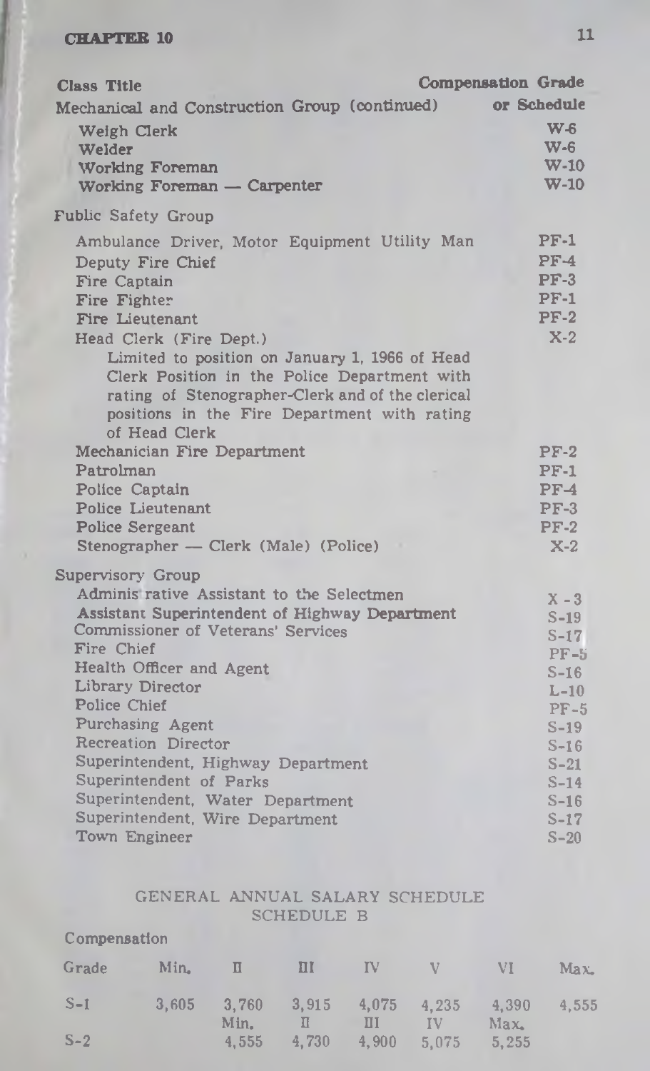| Class Title | Compensation Grade or Schedule |
|---|---|
| **Mechanical and Construction Group (continued)** | |
| Weigh Clerk | W-6 |
| Welder | W-6 |
| Working Foreman | W-10 |
| Working Foreman — Carpenter | W-10 |
| **Public Safety Group** | |
| Ambulance Driver, Motor Equipment Utility Man | PF-1 |
| Deputy Fire Chief | PF-4 |
| Fire Captain | PF-3 |
| Fire Fighter | PF-1 |
| Fire Lieutenant | PF-2 |
| Head Clerk (Fire Dept.) Limited to position on January 1, 1966 of Head Clerk Position in the Police Department with rating of Stenographer-Clerk and of the clerical positions in the Fire Department with rating of Head Clerk | X-2 |
| Mechanician Fire Department | PF-2 |
| Patrolman | PF-1 |
| Police Captain | PF-4 |
| Police Lieutenant | PF-3 |
| Police Sergeant | PF-2 |
| Stenographer — Clerk (Male) (Police) | X-2 |
| **Supervisory Group** | |
| Administrative Assistant to the Selectmen | X-3 |
| Assistant Superintendent of Highway Department | S-19 |
| Commissioner of Veterans' Services | S-17 |
| Fire Chief | PF-5 |
| Health Officer and Agent | S-16 |
| Library Director | L-10 |
| Police Chief | PF-5 |
| Purchasing Agent | S-19 |
| Recreation Director | S-16 |
| Superintendent, Highway Department | S-21 |
| Superintendent of Parks | S-14 |
| Superintendent, Water Department | S-16 |
| Superintendent, Wire Department | S-17 |
| Town Engineer | S-20 |

## GENERAL ANNUAL SALARY SCHEDULE
## SCHEDULE B

| Compensation Grade | Min. | II | III | IV | V | VI | Max. |
|---|---|---|---|---|---|---|---|
| S-1 | 3,605 | 3,760 | 3,915 | 4,075 | 4,235 | 4,390 | 4,555 |
| | | Min. | II | III | IV | Max. | |
| S-2 | | 4,555 | 4,730 | 4,900 | 5,075 | 5,255 | |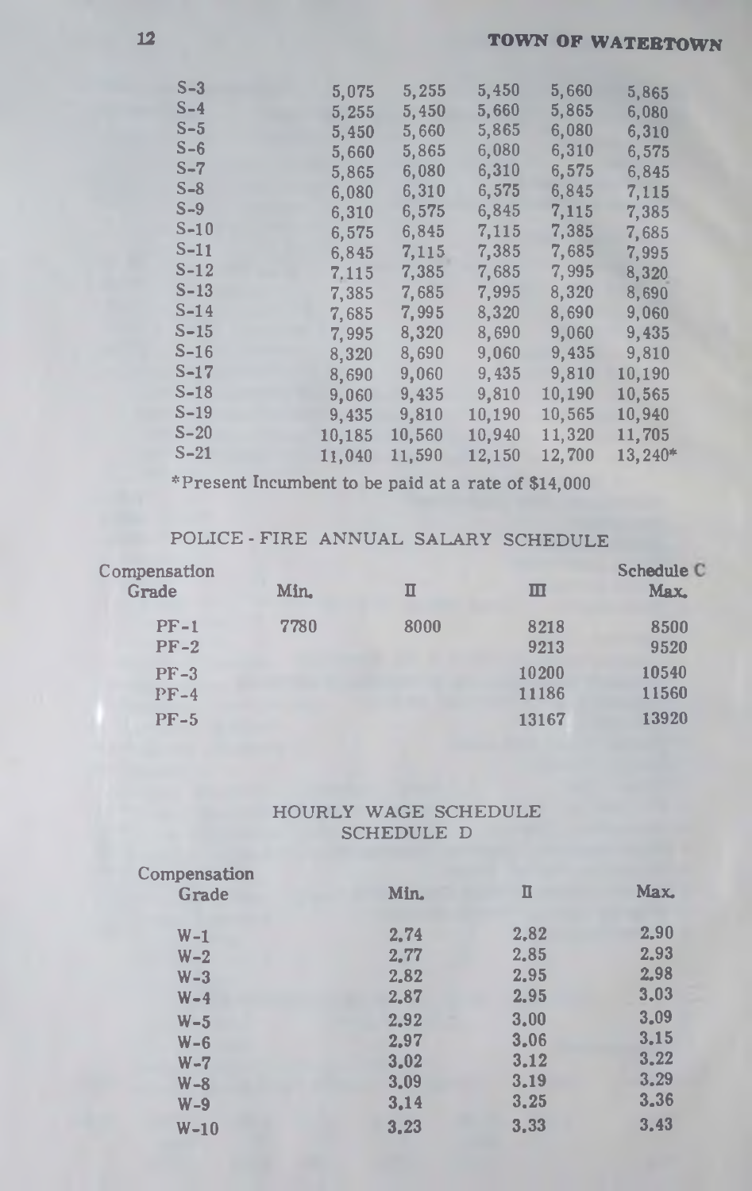| | | | | | |
|---|---|---|---|---|---|
| S-3 | 5,075 | 5,255 | 5,450 | 5,660 | 5,865 |
| S-4 | 5,255 | 5,450 | 5,660 | 5,865 | 6,080 |
| S-5 | 5,450 | 5,660 | 5,865 | 6,080 | 6,310 |
| S-6 | 5,660 | 5,865 | 6,080 | 6,310 | 6,575 |
| S-7 | 5,865 | 6,080 | 6,310 | 6,575 | 6,845 |
| S-8 | 6,080 | 6,310 | 6,575 | 6,845 | 7,115 |
| S-9 | 6,310 | 6,575 | 6,845 | 7,115 | 7,385 |
| S-10 | 6,575 | 6,845 | 7,115 | 7,385 | 7,685 |
| S-11 | 6,845 | 7,115 | 7,385 | 7,685 | 7,995 |
| S-12 | 7,115 | 7,385 | 7,685 | 7,995 | 8,320 |
| S-13 | 7,385 | 7,685 | 7,995 | 8,320 | 8,690 |
| S-14 | 7,685 | 7,995 | 8,320 | 8,690 | 9,060 |
| S-15 | 7,995 | 8,320 | 8,690 | 9,060 | 9,435 |
| S-16 | 8,320 | 8,690 | 9,060 | 9,435 | 9,810 |
| S-17 | 8,690 | 9,060 | 9,435 | 9,810 | 10,190 |
| S-18 | 9,060 | 9,435 | 9,810 | 10,190 | 10,565 |
| S-19 | 9,435 | 9,810 | 10,190 | 10,565 | 10,940 |
| S-20 | 10,185 | 10,560 | 10,940 | 11,320 | 11,705 |
| S-21 | 11,040 | 11,590 | 12,150 | 12,700 | 13,240* |

*Present Incumbent to be paid at a rate of $14,000

## POLICE - FIRE ANNUAL SALARY SCHEDULE

Schedule C

| Compensation Grade | Min. | II | III | Max. |
|---|---|---|---|---|
| PF-1 | 7780 | 8000 | 8218 | 8500 |
| PF-2 | | | 9213 | 9520 |
| PF-3 | | | 10200 | 10540 |
| PF-4 | | | 11186 | 11560 |
| PF-5 | | | 13167 | 13920 |

## HOURLY WAGE SCHEDULE
## SCHEDULE D

| Compensation Grade | Min. | II | Max. |
|---|---|---|---|
| W-1 | 2.74 | 2.82 | 2.90 |
| W-2 | 2.77 | 2.85 | 2.93 |
| W-3 | 2.82 | 2.95 | 2.98 |
| W-4 | 2.87 | 2.95 | 3.03 |
| W-5 | 2.92 | 3.00 | 3.09 |
| W-6 | 2.97 | 3.06 | 3.15 |
| W-7 | 3.02 | 3.12 | 3.22 |
| W-8 | 3.09 | 3.19 | 3.29 |
| W-9 | 3.14 | 3.25 | 3.36 |
| W-10 | 3.23 | 3.33 | 3.43 |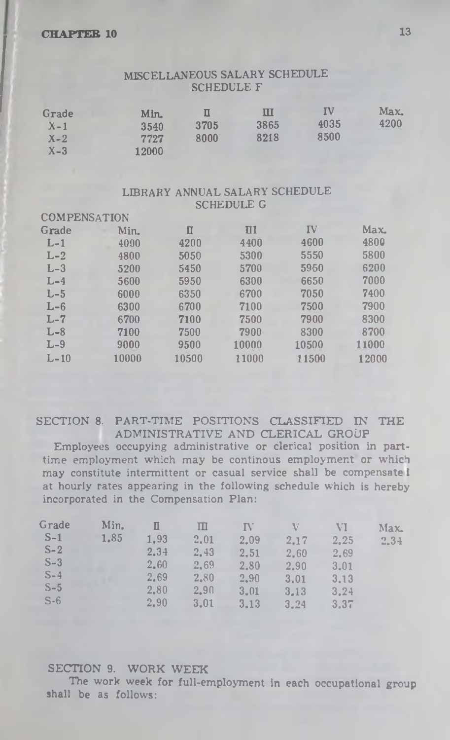## MISCELLANEOUS SALARY SCHEDULE
### SCHEDULE F

| Grade | Min. | II | III | IV | Max. |
|---|---|---|---|---|---|
| X-1 | 3540 | 3705 | 3865 | 4035 | 4200 |
| X-2 | 7727 | 8000 | 8218 | 8500 | |
| X-3 | 12000 | | | | |

## LIBRARY ANNUAL SALARY SCHEDULE
### SCHEDULE G

COMPENSATION

| Grade | Min. | II | III | IV | Max. |
|---|---|---|---|---|---|
| L-1 | 4000 | 4200 | 4400 | 4600 | 4800 |
| L-2 | 4800 | 5050 | 5300 | 5550 | 5800 |
| L-3 | 5200 | 5450 | 5700 | 5950 | 6200 |
| L-4 | 5600 | 5950 | 6300 | 6650 | 7000 |
| L-5 | 6000 | 6350 | 6700 | 7050 | 7400 |
| L-6 | 6300 | 6700 | 7100 | 7500 | 7900 |
| L-7 | 6700 | 7100 | 7500 | 7900 | 8300 |
| L-8 | 7100 | 7500 | 7900 | 8300 | 8700 |
| L-9 | 9000 | 9500 | 10000 | 10500 | 11000 |
| L-10 | 10000 | 10500 | 11000 | 11500 | 12000 |

## SECTION 8. PART-TIME POSITIONS CLASSIFIED IN THE ADMINISTRATIVE AND CLERICAL GROUP

Employees occupying administrative or clerical position in part-time employment which may be continous employment or which may constitute intermittent or casual service shall be compensated at hourly rates appearing in the following schedule which is hereby incorporated in the Compensation Plan:

| Grade | Min. | II | III | IV | V | VI | Max. |
|---|---|---|---|---|---|---|---|
| S-1 | 1.85 | 1.93 | 2.01 | 2.09 | 2.17 | 2.25 | 2.34 |
| S-2 | | 2.34 | 2.43 | 2.51 | 2.60 | 2.69 | |
| S-3 | | 2.60 | 2.69 | 2.80 | 2.90 | 3.01 | |
| S-4 | | 2.69 | 2.80 | 2.90 | 3.01 | 3.13 | |
| S-5 | | 2.80 | 2.90 | 3.01 | 3.13 | 3.24 | |
| S-6 | | 2.90 | 3.01 | 3.13 | 3.24 | 3.37 | |

## SECTION 9. WORK WEEK

The work week for full-employment in each occupational group shall be as follows: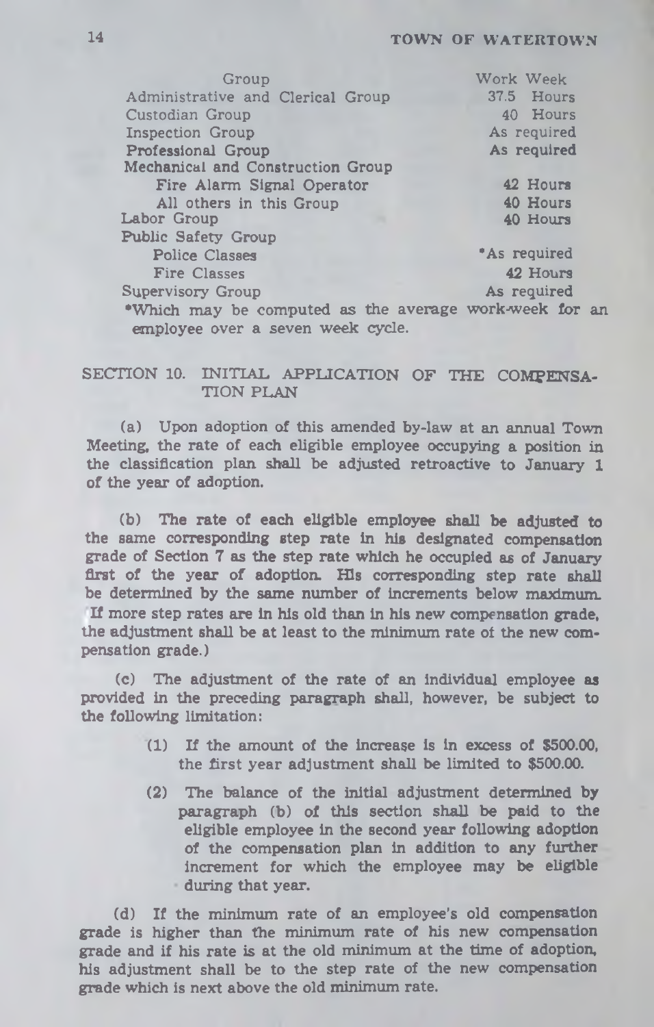| Group | Work Week |
|---|---|
| Administrative and Clerical Group | 37.5 Hours |
| Custodian Group | 40 Hours |
| Inspection Group | As required |
| Professional Group | As required |
| Mechanical and Construction Group | |
| Fire Alarm Signal Operator | 42 Hours |
| All others in this Group | 40 Hours |
| Labor Group | 40 Hours |
| Public Safety Group | |
| Police Classes | *As required |
| Fire Classes | 42 Hours |
| Supervisory Group | As required |

*Which may be computed as the average work-week for an employee over a seven week cycle.

## SECTION 10. INITIAL APPLICATION OF THE COMPENSATION PLAN

(a) Upon adoption of this amended by-law at an annual Town Meeting, the rate of each eligible employee occupying a position in the classification plan shall be adjusted retroactive to January 1 of the year of adoption.

(b) The rate of each eligible employee shall be adjusted to the same corresponding step rate in his designated compensation grade of Section 7 as the step rate which he occupied as of January first of the year of adoption. His corresponding step rate shall be determined by the same number of increments below maximum. If more step rates are in his old than in his new compensation grade, the adjustment shall be at least to the minimum rate of the new compensation grade.)

(c) The adjustment of the rate of an individual employee as provided in the preceding paragraph shall, however, be subject to the following limitation:

(1) If the amount of the increase is in excess of $500.00, the first year adjustment shall be limited to $500.00.

(2) The balance of the initial adjustment determined by paragraph (b) of this section shall be paid to the eligible employee in the second year following adoption of the compensation plan in addition to any further increment for which the employee may be eligible during that year.

(d) If the minimum rate of an employee's old compensation grade is higher than the minimum rate of his new compensation grade and if his rate is at the old minimum at the time of adoption, his adjustment shall be to the step rate of the new compensation grade which is next above the old minimum rate.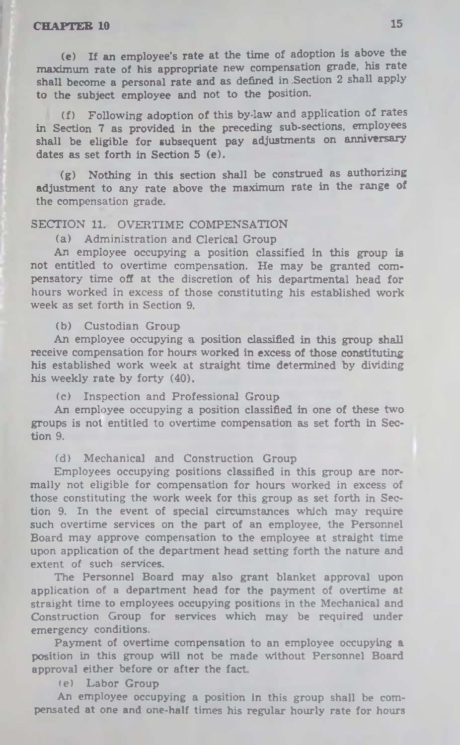(e) If an employee's rate at the time of adoption is above the maximum rate of his appropriate new compensation grade, his rate shall become a personal rate and as defined in Section 2 shall apply to the subject employee and not to the position.

(f) Following adoption of this by-law and application of rates in Section 7 as provided in the preceding sub-sections, employees shall be eligible for subsequent pay adjustments on anniversary dates as set forth in Section 5 (e).

(g) Nothing in this section shall be construed as authorizing adjustment to any rate above the maximum rate in the range of the compensation grade.

## SECTION 11. OVERTIME COMPENSATION

(a) Administration and Clerical Group

An employee occupying a position classified in this group is not entitled to overtime compensation. He may be granted compensatory time off at the discretion of his departmental head for hours worked in excess of those constituting his established work week as set forth in Section 9.

(b) Custodian Group

An employee occupying a position classified in this group shall receive compensation for hours worked in excess of those constituting his established work week at straight time determined by dividing his weekly rate by forty (40).

(c) Inspection and Professional Group

An employee occupying a position classified in one of these two groups is not entitled to overtime compensation as set forth in Section 9.

(d) Mechanical and Construction Group

Employees occupying positions classified in this group are normally not eligible for compensation for hours worked in excess of those constituting the work week for this group as set forth in Section 9. In the event of special circumstances which may require such overtime services on the part of an employee, the Personnel Board may approve compensation to the employee at straight time upon application of the department head setting forth the nature and extent of such services.

The Personnel Board may also grant blanket approval upon application of a department head for the payment of overtime at straight time to employees occupying positions in the Mechanical and Construction Group for services which may be required under emergency conditions.

Payment of overtime compensation to an employee occupying a position in this group will not be made without Personnel Board approval either before or after the fact.

(e) Labor Group

An employee occupying a position in this group shall be compensated at one and one-half times his regular hourly rate for hours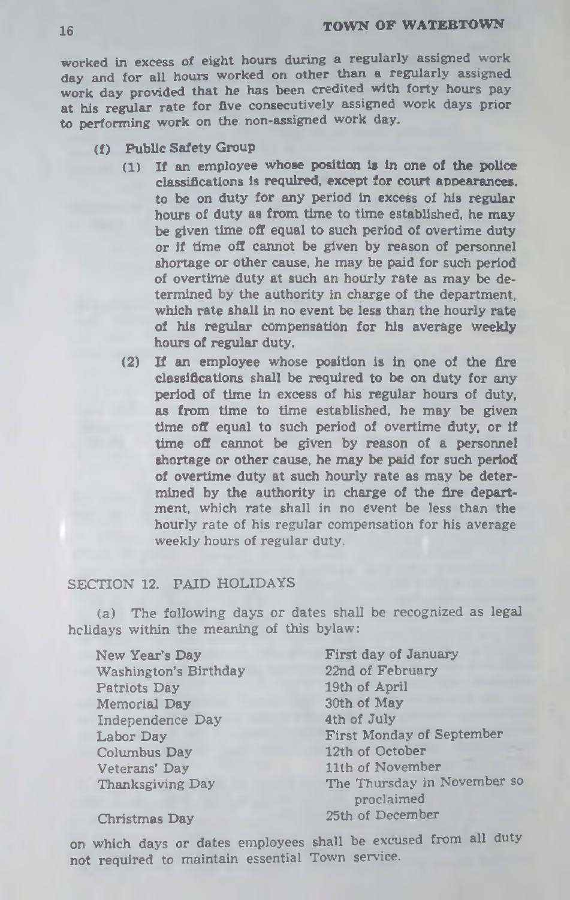worked in excess of eight hours during a regularly assigned work day and for all hours worked on other than a regularly assigned work day provided that he has been credited with forty hours pay at his regular rate for five consecutively assigned work days prior to performing work on the non-assigned work day.

(f) **Public Safety Group**

(1) **If an employee whose position is in one of the police classifications is required, except for court appearances, to be on duty for any period in excess of his regular hours of duty as from time to time established, he may be given time off equal to such period of overtime duty or if time off cannot be given by reason of personnel shortage or other cause, he may be paid for such period of overtime duty at such an hourly rate as may be determined by the authority in charge of the department, which rate shall in no event be less than the hourly rate of his regular compensation for his average weekly hours of regular duty.**

(2) **If an employee whose position is in one of the fire classifications shall be required to be on duty for any period of time in excess of his regular hours of duty, as from time to time established, he may be given time off equal to such period of overtime duty, or if time off cannot be given by reason of a personnel shortage or other cause, he may be paid for such period of overtime duty at such hourly rate as may be determined by the authority in charge of the fire department, which rate shall in no event be less than the hourly rate of his regular compensation for his average weekly hours of regular duty.**

## SECTION 12. PAID HOLIDAYS

(a) The following days or dates shall be recognized as legal holidays within the meaning of this bylaw:

| | |
|---|---|
| New Year's Day | First day of January |
| Washington's Birthday | 22nd of February |
| Patriots Day | 19th of April |
| Memorial Day | 30th of May |
| Independence Day | 4th of July |
| Labor Day | First Monday of September |
| Columbus Day | 12th of October |
| Veterans' Day | 11th of November |
| Thanksgiving Day | The Thursday in November so proclaimed |
| Christmas Day | 25th of December |

on which days or dates employees shall be excused from all duty not required to maintain essential Town service.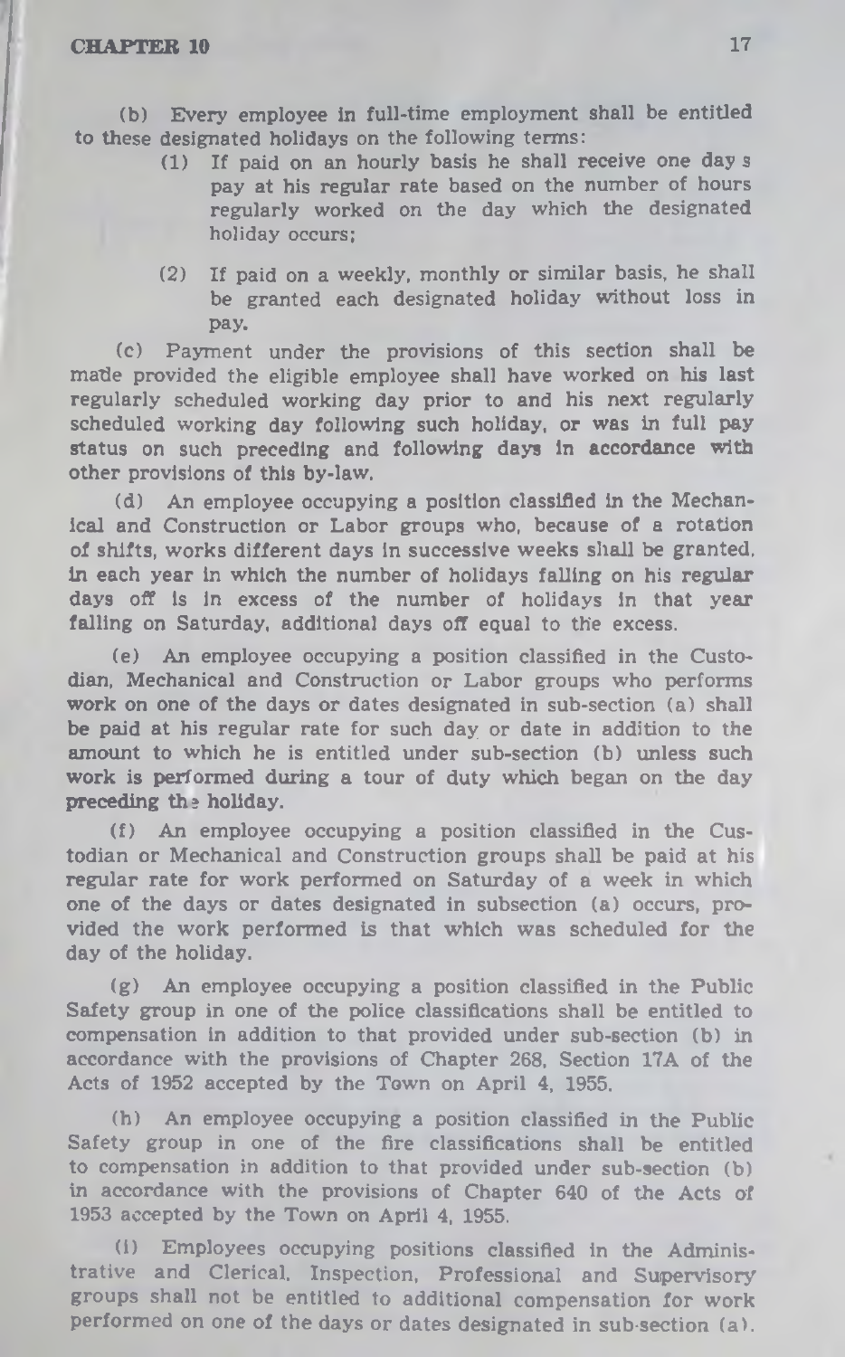(b) Every employee in full-time employment shall be entitled to these designated holidays on the following terms:

(1) If paid on an hourly basis he shall receive one day s pay at his regular rate based on the number of hours regularly worked on the day which the designated holiday occurs;

(2) If paid on a weekly, monthly or similar basis, he shall be granted each designated holiday without loss in pay.

(c) Payment under the provisions of this section shall be made provided the eligible employee shall have worked on his last regularly scheduled working day prior to and his next regularly scheduled working day following such holiday, or was in full pay status on such preceding and following days in accordance with other provisions of this by-law.

(d) An employee occupying a position classified in the Mechanical and Construction or Labor groups who, because of a rotation of shifts, works different days in successive weeks shall be granted, in each year in which the number of holidays falling on his regular days off is in excess of the number of holidays in that year falling on Saturday, additional days off equal to the excess.

(e) An employee occupying a position classified in the Custodian, Mechanical and Construction or Labor groups who performs work on one of the days or dates designated in sub-section (a) shall be paid at his regular rate for such day or date in addition to the amount to which he is entitled under sub-section (b) unless such work is performed during a tour of duty which began on the day preceding the holiday.

(f) An employee occupying a position classified in the Custodian or Mechanical and Construction groups shall be paid at his regular rate for work performed on Saturday of a week in which one of the days or dates designated in subsection (a) occurs, provided the work performed is that which was scheduled for the day of the holiday.

(g) An employee occupying a position classified in the Public Safety group in one of the police classifications shall be entitled to compensation in addition to that provided under sub-section (b) in accordance with the provisions of Chapter 268, Section 17A of the Acts of 1952 accepted by the Town on April 4, 1955.

(h) An employee occupying a position classified in the Public Safety group in one of the fire classifications shall be entitled to compensation in addition to that provided under sub-section (b) in accordance with the provisions of Chapter 640 of the Acts of 1953 accepted by the Town on April 4, 1955.

(i) Employees occupying positions classified in the Administrative and Clerical, Inspection, Professional and Supervisory groups shall not be entitled to additional compensation for work performed on one of the days or dates designated in sub-section (a).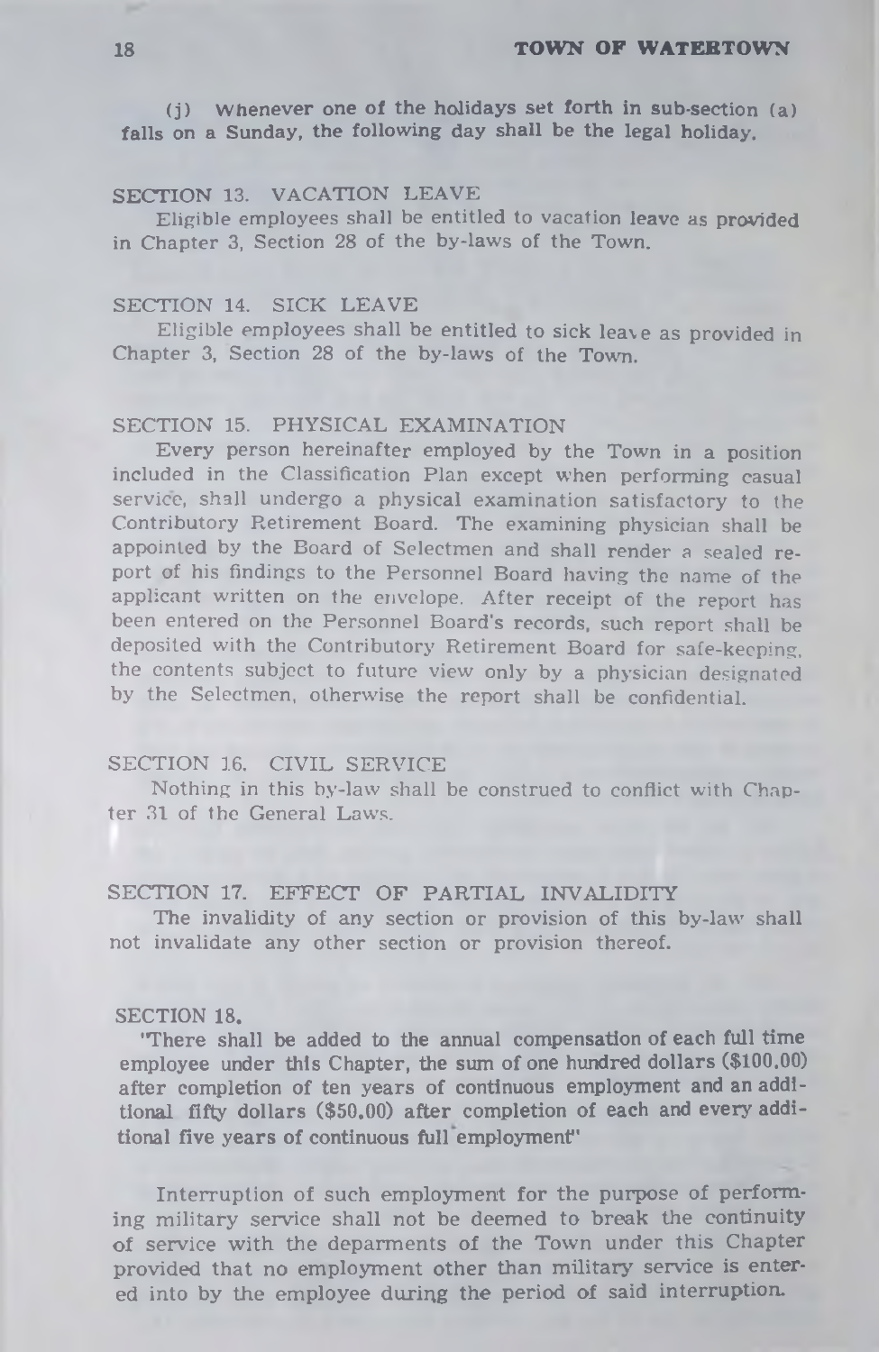(j) Whenever one of the holidays set forth in sub-section (a) falls on a Sunday, the following day shall be the legal holiday.

SECTION 13. VACATION LEAVE

Eligible employees shall be entitled to vacation leave as provided in Chapter 3, Section 28 of the by-laws of the Town.

SECTION 14. SICK LEAVE

Eligible employees shall be entitled to sick leave as provided in Chapter 3, Section 28 of the by-laws of the Town.

SECTION 15. PHYSICAL EXAMINATION

Every person hereinafter employed by the Town in a position included in the Classification Plan except when performing casual service, shall undergo a physical examination satisfactory to the Contributory Retirement Board. The examining physician shall be appointed by the Board of Selectmen and shall render a sealed report of his findings to the Personnel Board having the name of the applicant written on the envelope. After receipt of the report has been entered on the Personnel Board's records, such report shall be deposited with the Contributory Retirement Board for safe-keeping, the contents subject to future view only by a physician designated by the Selectmen, otherwise the report shall be confidential.

SECTION 16. CIVIL SERVICE

Nothing in this by-law shall be construed to conflict with Chapter 31 of the General Laws.

SECTION 17. EFFECT OF PARTIAL INVALIDITY

The invalidity of any section or provision of this by-law shall not invalidate any other section or provision thereof.

SECTION 18.

"There shall be added to the annual compensation of each full time employee under this Chapter, the sum of one hundred dollars ($100.00) after completion of ten years of continuous employment and an additional fifty dollars ($50.00) after completion of each and every additional five years of continuous full employment"

Interruption of such employment for the purpose of performing military service shall not be deemed to break the continuity of service with the deparments of the Town under this Chapter provided that no employment other than military service is entered into by the employee during the period of said interruption.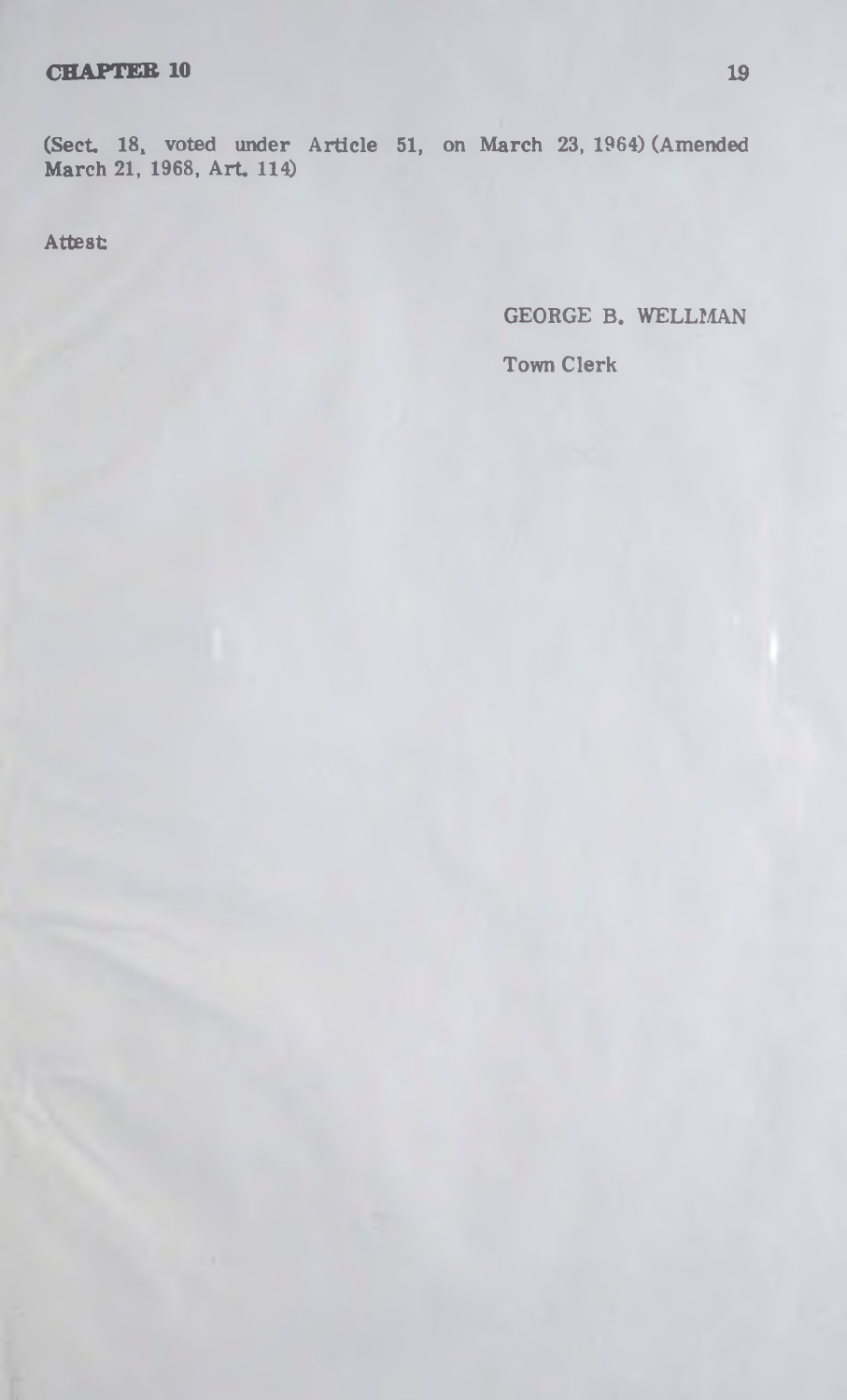(Sect. 18, voted under Article 51, on March 23, 1964) (Amended March 21, 1968, Art. 114)

Attest:

GEORGE B. WELLMAN

Town Clerk